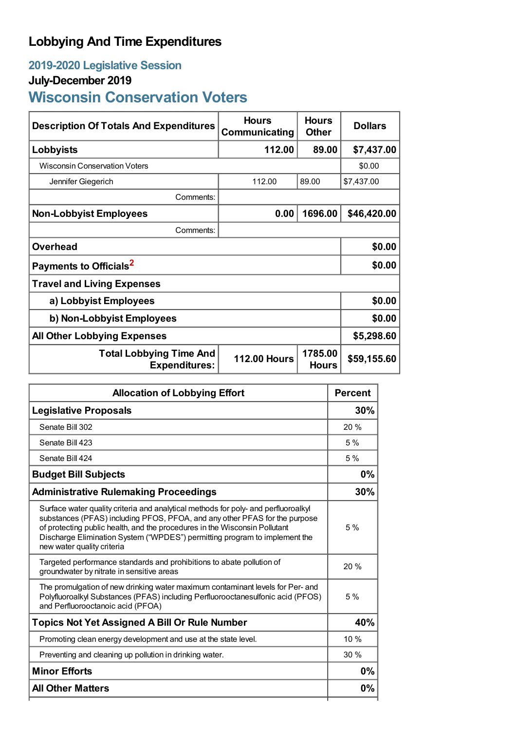# Lobbying And Time Expenditures

## 2019-2020 Legislative Session

### July-December 2019

## Wisconsin Conservation Voters

| Description Of Totals And Expenditures | Hours Communicating | Hours Other | Dollars |
|---|---|---|---|
| **Lobbyists** | **112.00** | **89.00** | **$7,437.00** |
| Wisconsin Conservation Voters | | | $0.00 |
| Jennifer Giegerich | 112.00 | 89.00 | $7,437.00 |
| Comments: | | | |
| **Non-Lobbyist Employees** | **0.00** | **1696.00** | **$46,420.00** |
| Comments: | | | |
| **Overhead** | | | **$0.00** |
| **Payments to Officials**[2] | | | **$0.00** |
| **Travel and Living Expenses** | | | |
| **a) Lobbyist Employees** | | | **$0.00** |
| **b) Non-Lobbyist Employees** | | | **$0.00** |
| **All Other Lobbying Expenses** | | | **$5,298.60** |
| **Total Lobbying Time And Expenditures:** | **112.00 Hours** | **1785.00 Hours** | **$59,155.60** |

| Allocation of Lobbying Effort | Percent |
|---|---|
| **Legislative Proposals** | **30%** |
| Senate Bill 302 | 20 % |
| Senate Bill 423 | 5 % |
| Senate Bill 424 | 5 % |
| **Budget Bill Subjects** | **0%** |
| **Administrative Rulemaking Proceedings** | **30%** |
| Surface water quality criteria and analytical methods for poly- and perfluoroalkyl substances (PFAS) including PFOS, PFOA, and any other PFAS for the purpose of protecting public health, and the procedures in the Wisconsin Pollutant Discharge Elimination System ("WPDES") permitting program to implement the new water quality criteria | 5 % |
| Targeted performance standards and prohibitions to abate pollution of groundwater by nitrate in sensitive areas | 20 % |
| The promulgation of new drinking water maximum contaminant levels for Per- and Polyfluoroalkyl Substances (PFAS) including Perfluorooctanesulfonic acid (PFOS) and Perfluorooctanoic acid (PFOA) | 5 % |
| **Topics Not Yet Assigned A Bill Or Rule Number** | **40%** |
| Promoting clean energy development and use at the state level. | 10 % |
| Preventing and cleaning up pollution in drinking water. | 30 % |
| **Minor Efforts** | **0%** |
| **All Other Matters** | **0%** |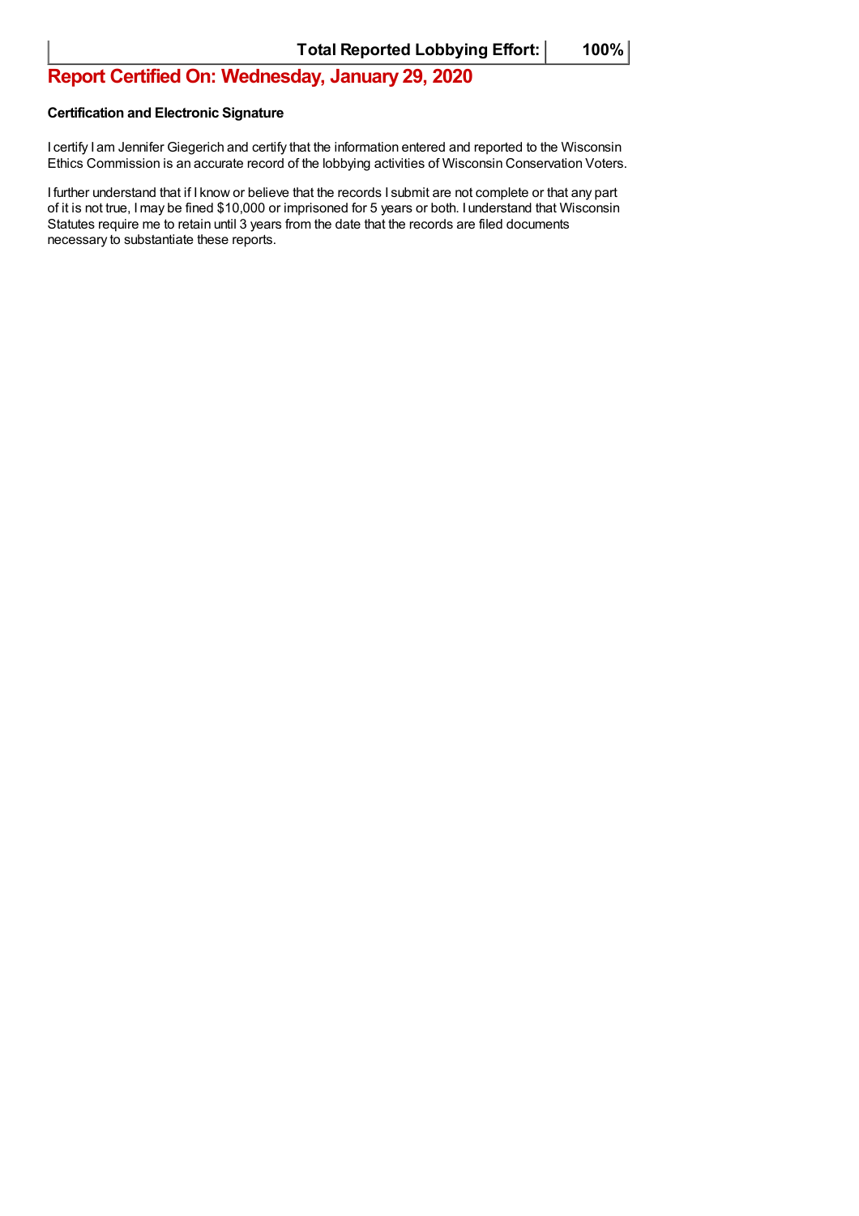| | |
|---|---|
| **Total Reported Lobbying Effort:** | **100%** |

## Report Certified On: Wednesday, January 29, 2020

**Certification and Electronic Signature**

I certify I am Jennifer Giegerich and certify that the information entered and reported to the Wisconsin Ethics Commission is an accurate record of the lobbying activities of Wisconsin Conservation Voters.

I further understand that if I know or believe that the records I submit are not complete or that any part of it is not true, I may be fined $10,000 or imprisoned for 5 years or both. I understand that Wisconsin Statutes require me to retain until 3 years from the date that the records are filed documents necessary to substantiate these reports.